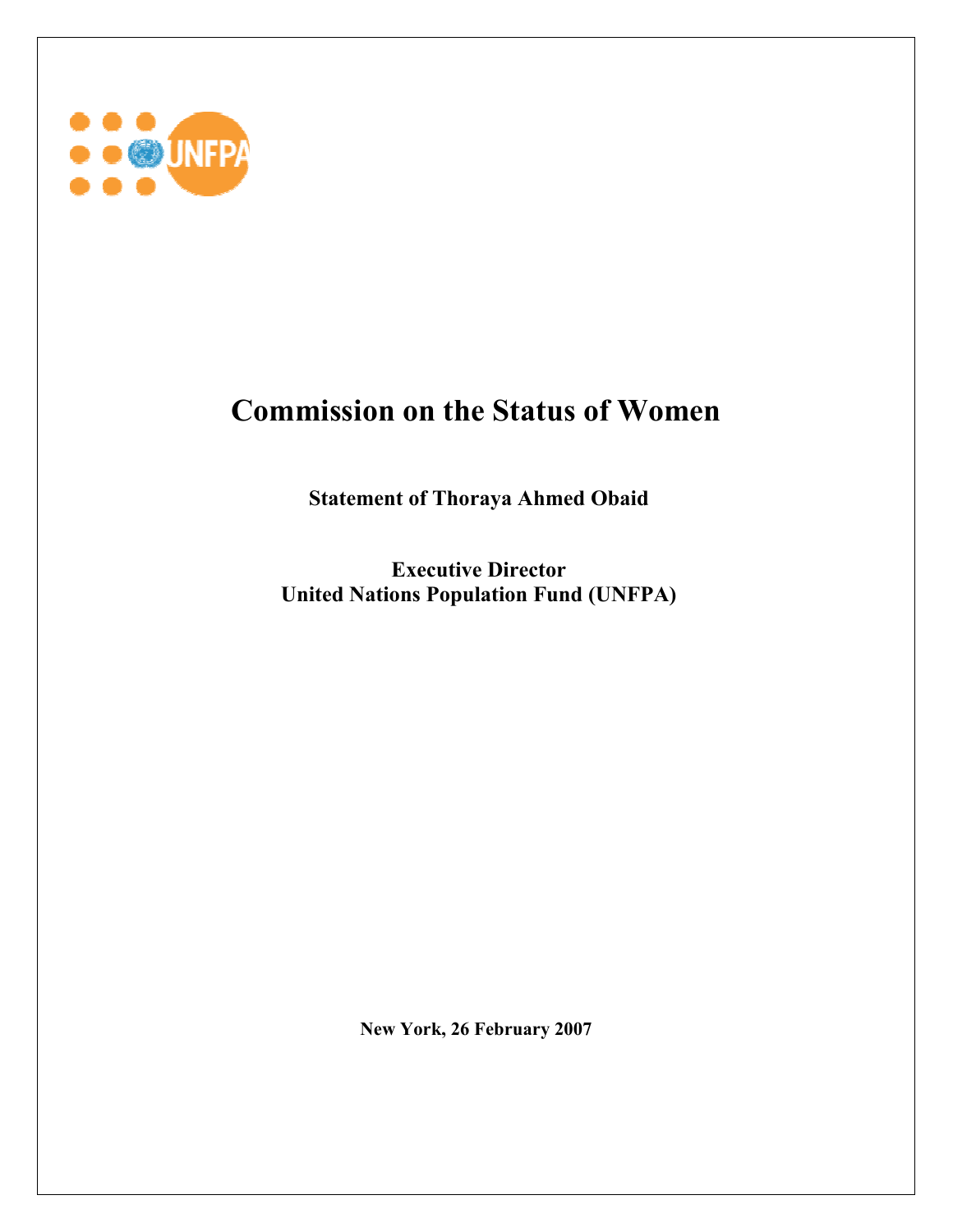# Commission on the Status of Women

**Statement of Thoraya Ahmed Obaid**

**Executive Director**
**United Nations Population Fund (UNFPA)**

**New York, 26 February 2007**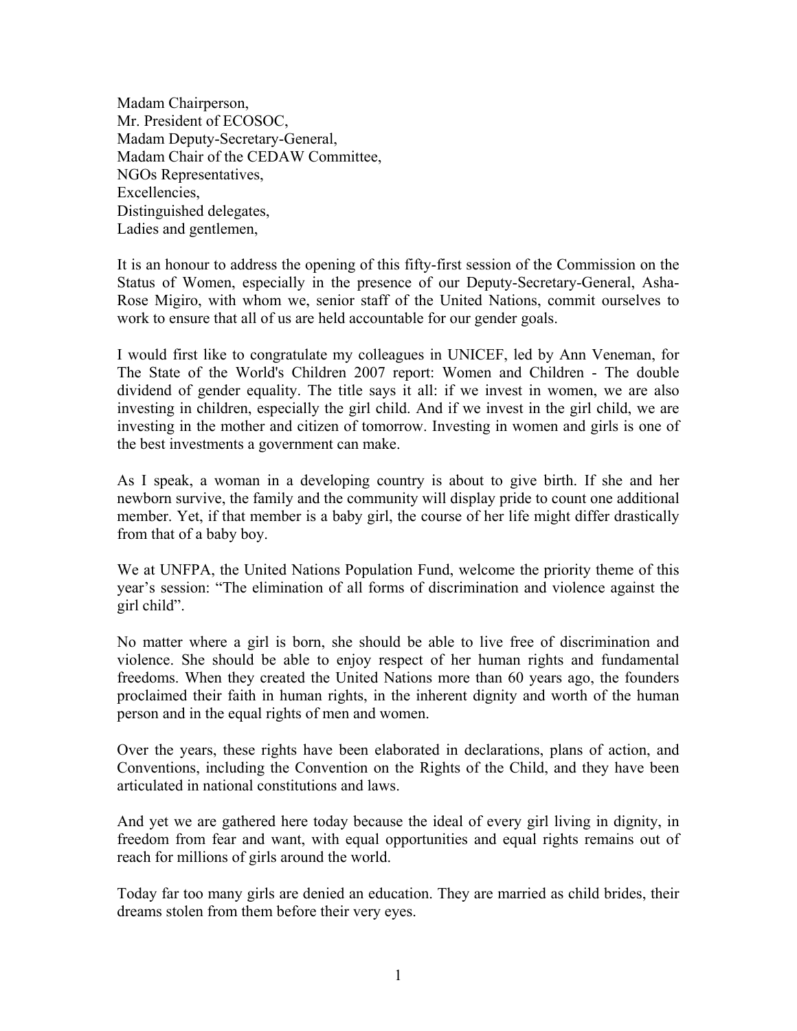Madam Chairperson,
Mr. President of ECOSOC,
Madam Deputy-Secretary-General,
Madam Chair of the CEDAW Committee,
NGOs Representatives,
Excellencies,
Distinguished delegates,
Ladies and gentlemen,

It is an honour to address the opening of this fifty-first session of the Commission on the Status of Women, especially in the presence of our Deputy-Secretary-General, Asha-Rose Migiro, with whom we, senior staff of the United Nations, commit ourselves to work to ensure that all of us are held accountable for our gender goals.

I would first like to congratulate my colleagues in UNICEF, led by Ann Veneman, for The State of the World's Children 2007 report: Women and Children - The double dividend of gender equality. The title says it all: if we invest in women, we are also investing in children, especially the girl child. And if we invest in the girl child, we are investing in the mother and citizen of tomorrow. Investing in women and girls is one of the best investments a government can make.

As I speak, a woman in a developing country is about to give birth. If she and her newborn survive, the family and the community will display pride to count one additional member. Yet, if that member is a baby girl, the course of her life might differ drastically from that of a baby boy.

We at UNFPA, the United Nations Population Fund, welcome the priority theme of this year's session: "The elimination of all forms of discrimination and violence against the girl child".

No matter where a girl is born, she should be able to live free of discrimination and violence. She should be able to enjoy respect of her human rights and fundamental freedoms. When they created the United Nations more than 60 years ago, the founders proclaimed their faith in human rights, in the inherent dignity and worth of the human person and in the equal rights of men and women.

Over the years, these rights have been elaborated in declarations, plans of action, and Conventions, including the Convention on the Rights of the Child, and they have been articulated in national constitutions and laws.

And yet we are gathered here today because the ideal of every girl living in dignity, in freedom from fear and want, with equal opportunities and equal rights remains out of reach for millions of girls around the world.

Today far too many girls are denied an education. They are married as child brides, their dreams stolen from them before their very eyes.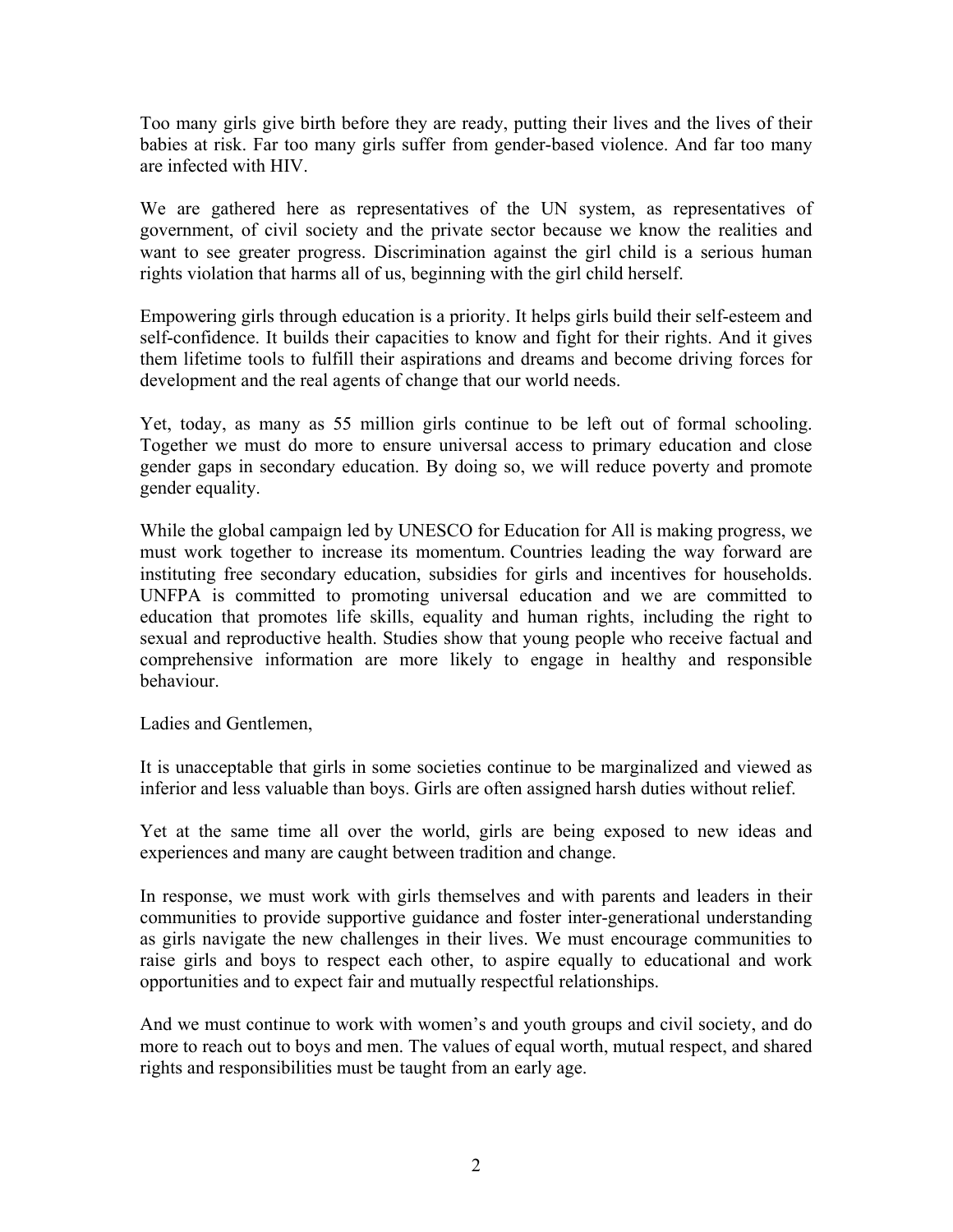Too many girls give birth before they are ready, putting their lives and the lives of their babies at risk. Far too many girls suffer from gender-based violence. And far too many are infected with HIV.

We are gathered here as representatives of the UN system, as representatives of government, of civil society and the private sector because we know the realities and want to see greater progress. Discrimination against the girl child is a serious human rights violation that harms all of us, beginning with the girl child herself.

Empowering girls through education is a priority. It helps girls build their self-esteem and self-confidence. It builds their capacities to know and fight for their rights. And it gives them lifetime tools to fulfill their aspirations and dreams and become driving forces for development and the real agents of change that our world needs.

Yet, today, as many as 55 million girls continue to be left out of formal schooling. Together we must do more to ensure universal access to primary education and close gender gaps in secondary education. By doing so, we will reduce poverty and promote gender equality.

While the global campaign led by UNESCO for Education for All is making progress, we must work together to increase its momentum. Countries leading the way forward are instituting free secondary education, subsidies for girls and incentives for households. UNFPA is committed to promoting universal education and we are committed to education that promotes life skills, equality and human rights, including the right to sexual and reproductive health. Studies show that young people who receive factual and comprehensive information are more likely to engage in healthy and responsible behaviour.

Ladies and Gentlemen,

It is unacceptable that girls in some societies continue to be marginalized and viewed as inferior and less valuable than boys. Girls are often assigned harsh duties without relief.

Yet at the same time all over the world, girls are being exposed to new ideas and experiences and many are caught between tradition and change.

In response, we must work with girls themselves and with parents and leaders in their communities to provide supportive guidance and foster inter-generational understanding as girls navigate the new challenges in their lives. We must encourage communities to raise girls and boys to respect each other, to aspire equally to educational and work opportunities and to expect fair and mutually respectful relationships.

And we must continue to work with women's and youth groups and civil society, and do more to reach out to boys and men. The values of equal worth, mutual respect, and shared rights and responsibilities must be taught from an early age.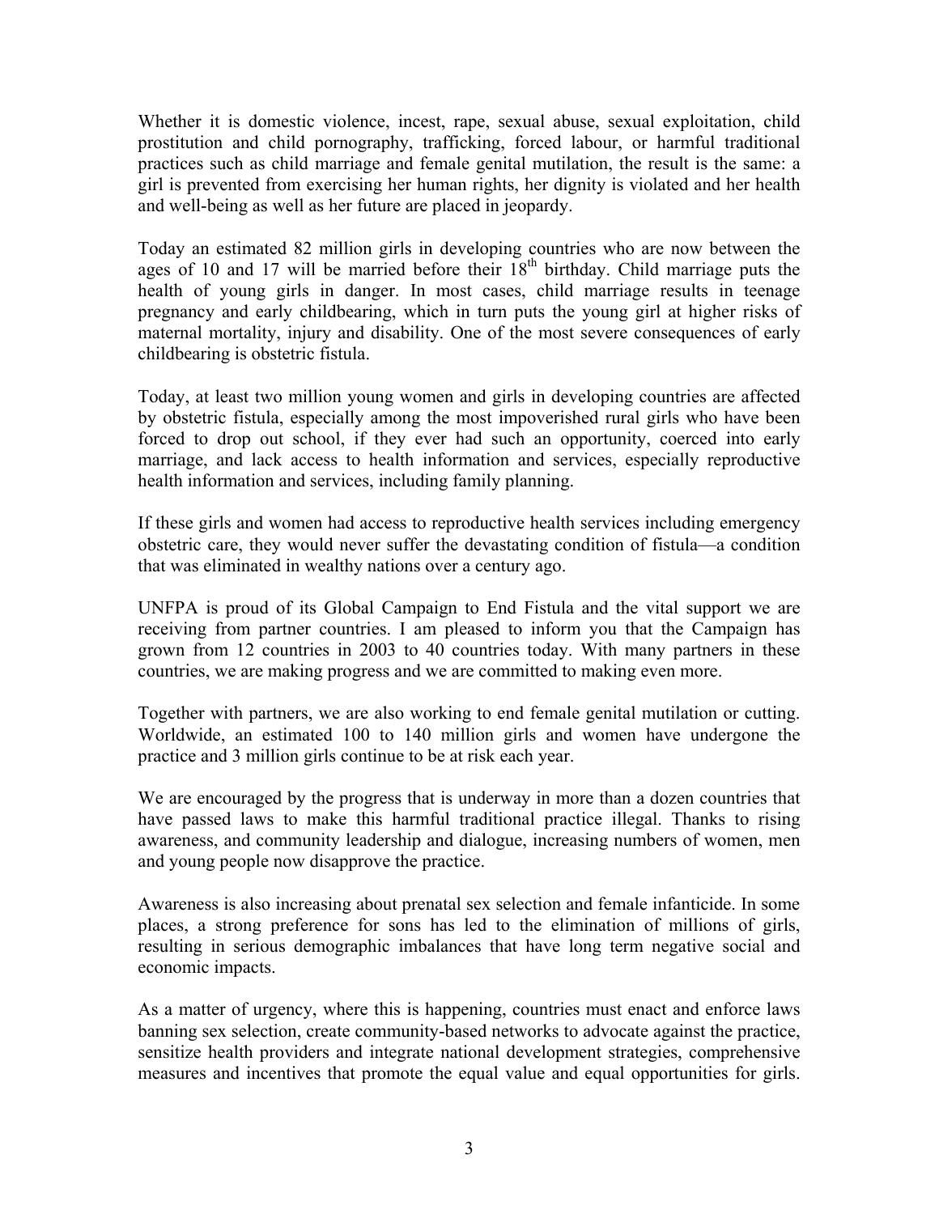Whether it is domestic violence, incest, rape, sexual abuse, sexual exploitation, child prostitution and child pornography, trafficking, forced labour, or harmful traditional practices such as child marriage and female genital mutilation, the result is the same: a girl is prevented from exercising her human rights, her dignity is violated and her health and well-being as well as her future are placed in jeopardy.

Today an estimated 82 million girls in developing countries who are now between the ages of 10 and 17 will be married before their 18th birthday. Child marriage puts the health of young girls in danger. In most cases, child marriage results in teenage pregnancy and early childbearing, which in turn puts the young girl at higher risks of maternal mortality, injury and disability. One of the most severe consequences of early childbearing is obstetric fistula.

Today, at least two million young women and girls in developing countries are affected by obstetric fistula, especially among the most impoverished rural girls who have been forced to drop out school, if they ever had such an opportunity, coerced into early marriage, and lack access to health information and services, especially reproductive health information and services, including family planning.

If these girls and women had access to reproductive health services including emergency obstetric care, they would never suffer the devastating condition of fistula—a condition that was eliminated in wealthy nations over a century ago.

UNFPA is proud of its Global Campaign to End Fistula and the vital support we are receiving from partner countries. I am pleased to inform you that the Campaign has grown from 12 countries in 2003 to 40 countries today. With many partners in these countries, we are making progress and we are committed to making even more.

Together with partners, we are also working to end female genital mutilation or cutting. Worldwide, an estimated 100 to 140 million girls and women have undergone the practice and 3 million girls continue to be at risk each year.

We are encouraged by the progress that is underway in more than a dozen countries that have passed laws to make this harmful traditional practice illegal. Thanks to rising awareness, and community leadership and dialogue, increasing numbers of women, men and young people now disapprove the practice.

Awareness is also increasing about prenatal sex selection and female infanticide. In some places, a strong preference for sons has led to the elimination of millions of girls, resulting in serious demographic imbalances that have long term negative social and economic impacts.

As a matter of urgency, where this is happening, countries must enact and enforce laws banning sex selection, create community-based networks to advocate against the practice, sensitize health providers and integrate national development strategies, comprehensive measures and incentives that promote the equal value and equal opportunities for girls.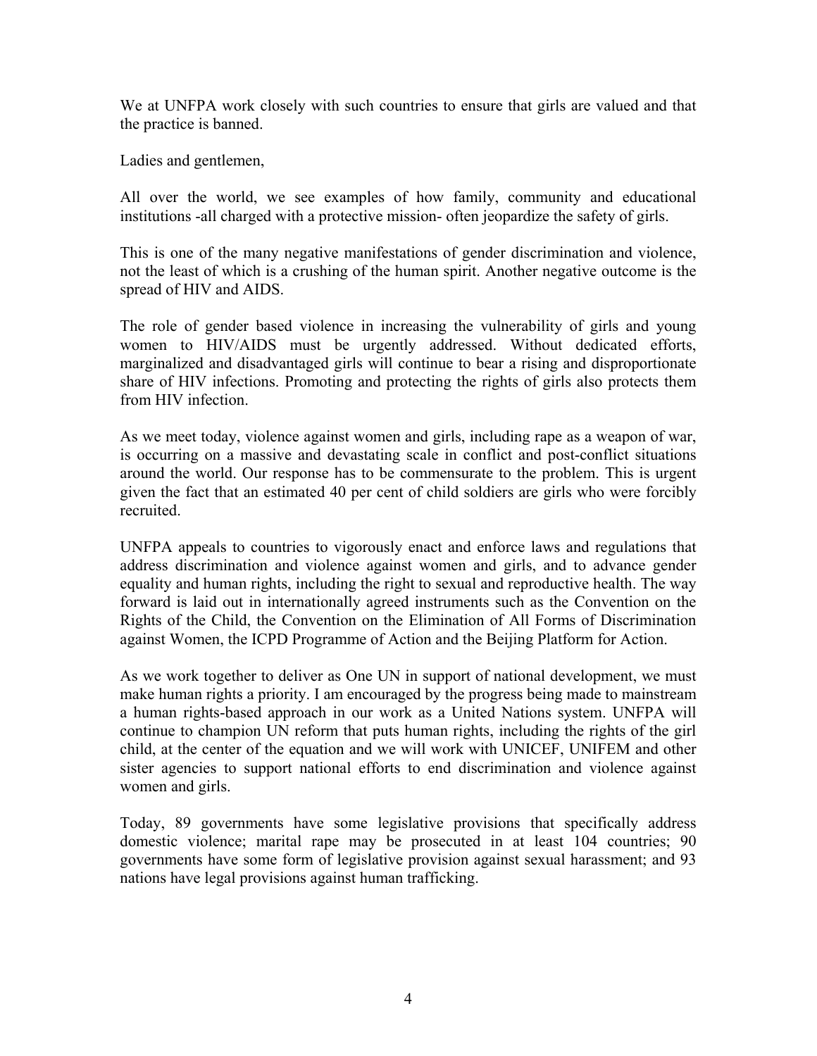We at UNFPA work closely with such countries to ensure that girls are valued and that the practice is banned.

Ladies and gentlemen,

All over the world, we see examples of how family, community and educational institutions -all charged with a protective mission- often jeopardize the safety of girls.

This is one of the many negative manifestations of gender discrimination and violence, not the least of which is a crushing of the human spirit. Another negative outcome is the spread of HIV and AIDS.

The role of gender based violence in increasing the vulnerability of girls and young women to HIV/AIDS must be urgently addressed. Without dedicated efforts, marginalized and disadvantaged girls will continue to bear a rising and disproportionate share of HIV infections. Promoting and protecting the rights of girls also protects them from HIV infection.

As we meet today, violence against women and girls, including rape as a weapon of war, is occurring on a massive and devastating scale in conflict and post-conflict situations around the world. Our response has to be commensurate to the problem. This is urgent given the fact that an estimated 40 per cent of child soldiers are girls who were forcibly recruited.

UNFPA appeals to countries to vigorously enact and enforce laws and regulations that address discrimination and violence against women and girls, and to advance gender equality and human rights, including the right to sexual and reproductive health. The way forward is laid out in internationally agreed instruments such as the Convention on the Rights of the Child, the Convention on the Elimination of All Forms of Discrimination against Women, the ICPD Programme of Action and the Beijing Platform for Action.

As we work together to deliver as One UN in support of national development, we must make human rights a priority. I am encouraged by the progress being made to mainstream a human rights-based approach in our work as a United Nations system. UNFPA will continue to champion UN reform that puts human rights, including the rights of the girl child, at the center of the equation and we will work with UNICEF, UNIFEM and other sister agencies to support national efforts to end discrimination and violence against women and girls.

Today, 89 governments have some legislative provisions that specifically address domestic violence; marital rape may be prosecuted in at least 104 countries; 90 governments have some form of legislative provision against sexual harassment; and 93 nations have legal provisions against human trafficking.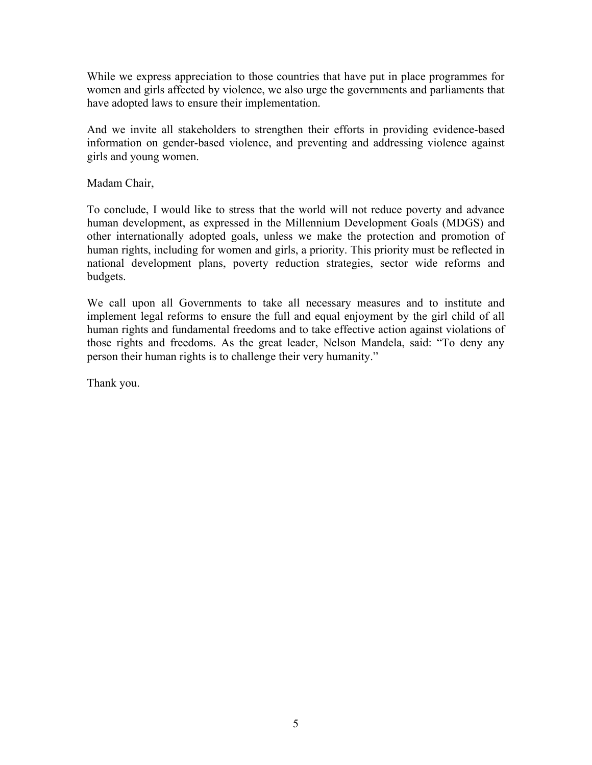While we express appreciation to those countries that have put in place programmes for women and girls affected by violence, we also urge the governments and parliaments that have adopted laws to ensure their implementation.

And we invite all stakeholders to strengthen their efforts in providing evidence-based information on gender-based violence, and preventing and addressing violence against girls and young women.

Madam Chair,

To conclude, I would like to stress that the world will not reduce poverty and advance human development, as expressed in the Millennium Development Goals (MDGS) and other internationally adopted goals, unless we make the protection and promotion of human rights, including for women and girls, a priority. This priority must be reflected in national development plans, poverty reduction strategies, sector wide reforms and budgets.

We call upon all Governments to take all necessary measures and to institute and implement legal reforms to ensure the full and equal enjoyment by the girl child of all human rights and fundamental freedoms and to take effective action against violations of those rights and freedoms. As the great leader, Nelson Mandela, said: "To deny any person their human rights is to challenge their very humanity."

Thank you.